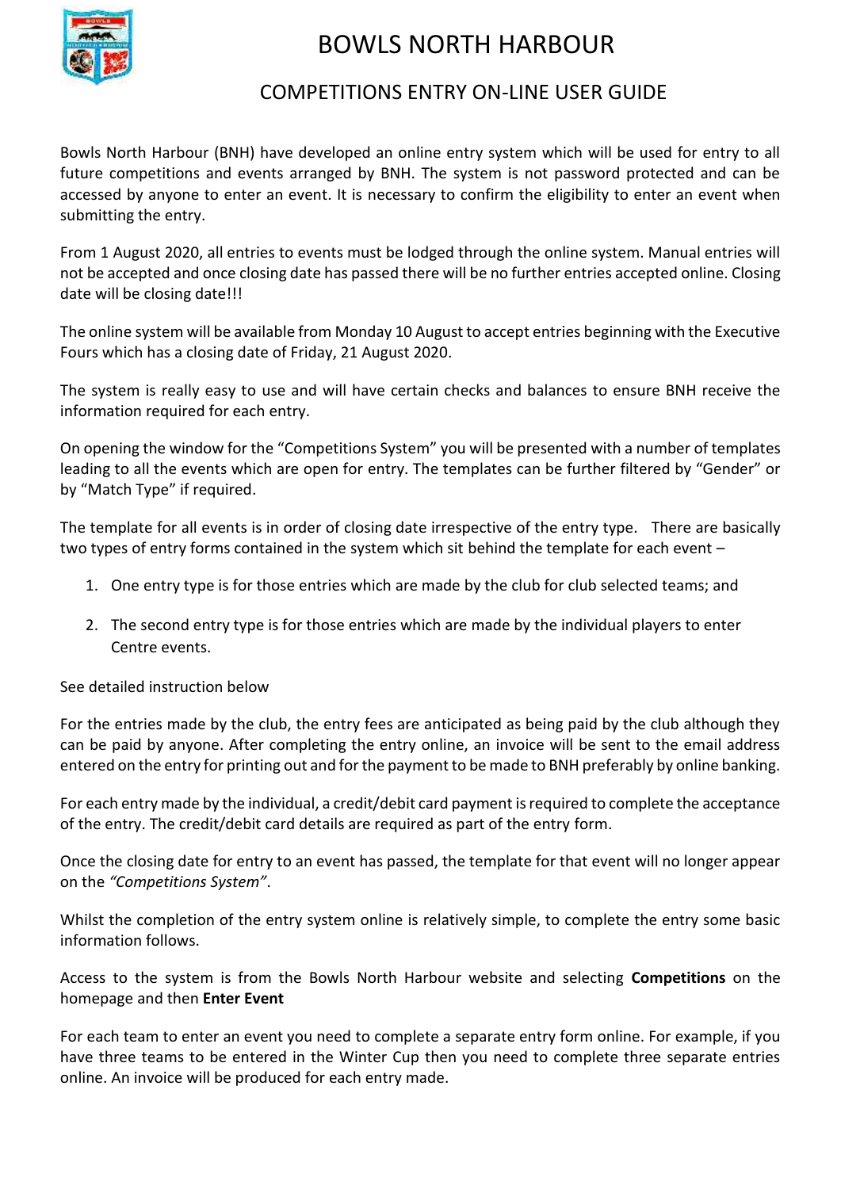# BOWLS NORTH HARBOUR

## COMPETITIONS ENTRY ON-LINE USER GUIDE

Bowls North Harbour (BNH) have developed an online entry system which will be used for entry to all future competitions and events arranged by BNH. The system is not password protected and can be accessed by anyone to enter an event. It is necessary to confirm the eligibility to enter an event when submitting the entry.

From 1 August 2020, all entries to events must be lodged through the online system. Manual entries will not be accepted and once closing date has passed there will be no further entries accepted online. Closing date will be closing date!!!

The online system will be available from Monday 10 August to accept entries beginning with the Executive Fours which has a closing date of Friday, 21 August 2020.

The system is really easy to use and will have certain checks and balances to ensure BNH receive the information required for each entry.

On opening the window for the "Competitions System" you will be presented with a number of templates leading to all the events which are open for entry. The templates can be further filtered by "Gender" or by "Match Type" if required.

The template for all events is in order of closing date irrespective of the entry type. There are basically two types of entry forms contained in the system which sit behind the template for each event –

1. One entry type is for those entries which are made by the club for club selected teams; and
2. The second entry type is for those entries which are made by the individual players to enter Centre events.

See detailed instruction below

For the entries made by the club, the entry fees are anticipated as being paid by the club although they can be paid by anyone. After completing the entry online, an invoice will be sent to the email address entered on the entry for printing out and for the payment to be made to BNH preferably by online banking.

For each entry made by the individual, a credit/debit card payment is required to complete the acceptance of the entry. The credit/debit card details are required as part of the entry form.

Once the closing date for entry to an event has passed, the template for that event will no longer appear on the *"Competitions System"*.

Whilst the completion of the entry system online is relatively simple, to complete the entry some basic information follows.

Access to the system is from the Bowls North Harbour website and selecting **Competitions** on the homepage and then **Enter Event**

For each team to enter an event you need to complete a separate entry form online. For example, if you have three teams to be entered in the Winter Cup then you need to complete three separate entries online. An invoice will be produced for each entry made.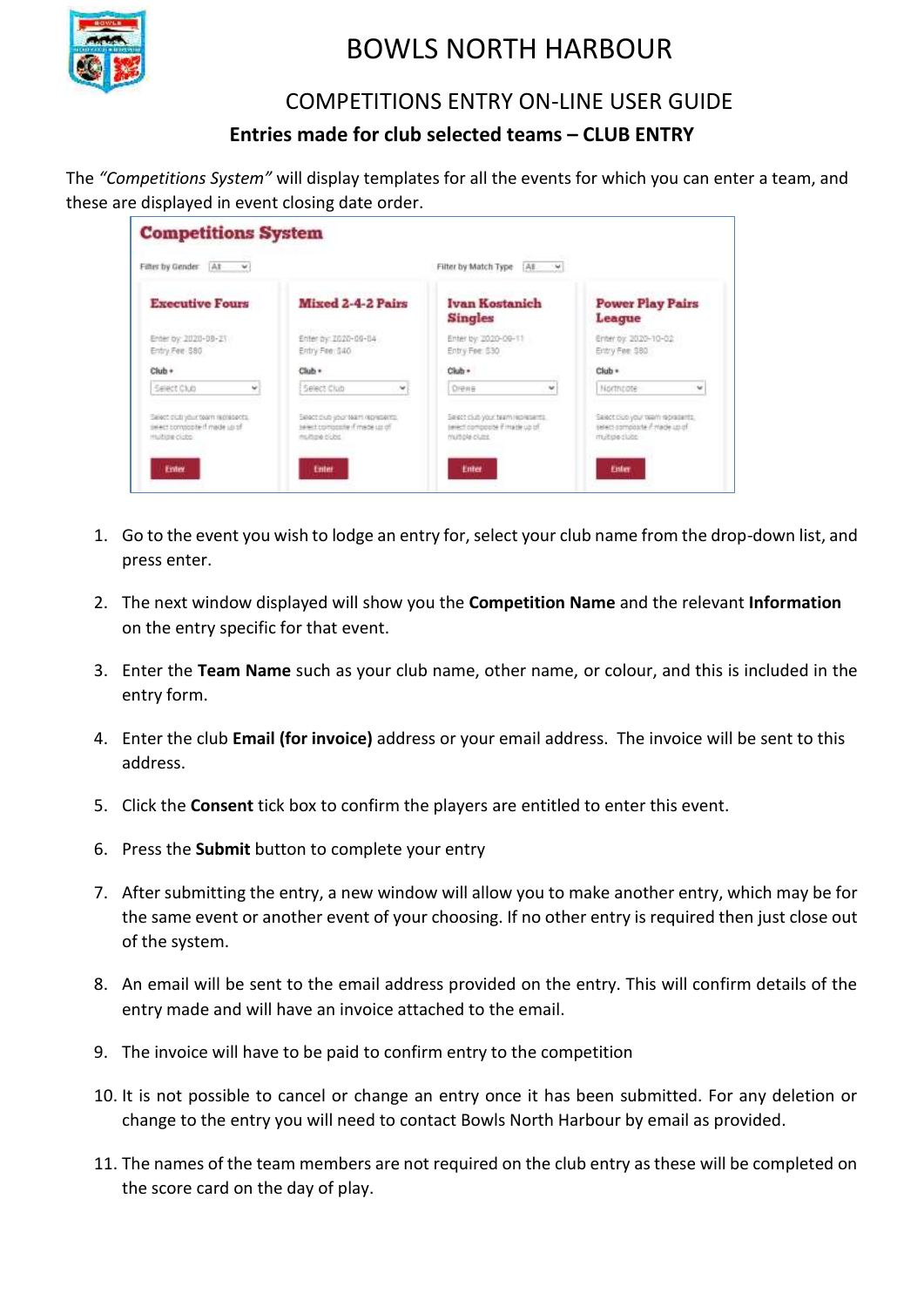# BOWLS NORTH HARBOUR

## COMPETITIONS ENTRY ON-LINE USER GUIDE

### Entries made for club selected teams – CLUB ENTRY

The *"Competitions System"* will display templates for all the events for which you can enter a team, and these are displayed in event closing date order.

1. Go to the event you wish to lodge an entry for, select your club name from the drop-down list, and press enter.
2. The next window displayed will show you the **Competition Name** and the relevant **Information** on the entry specific for that event.
3. Enter the **Team Name** such as your club name, other name, or colour, and this is included in the entry form.
4. Enter the club **Email (for invoice)** address or your email address. The invoice will be sent to this address.
5. Click the **Consent** tick box to confirm the players are entitled to enter this event.
6. Press the **Submit** button to complete your entry
7. After submitting the entry, a new window will allow you to make another entry, which may be for the same event or another event of your choosing. If no other entry is required then just close out of the system.
8. An email will be sent to the email address provided on the entry. This will confirm details of the entry made and will have an invoice attached to the email.
9. The invoice will have to be paid to confirm entry to the competition
10. It is not possible to cancel or change an entry once it has been submitted. For any deletion or change to the entry you will need to contact Bowls North Harbour by email as provided.
11. The names of the team members are not required on the club entry as these will be completed on the score card on the day of play.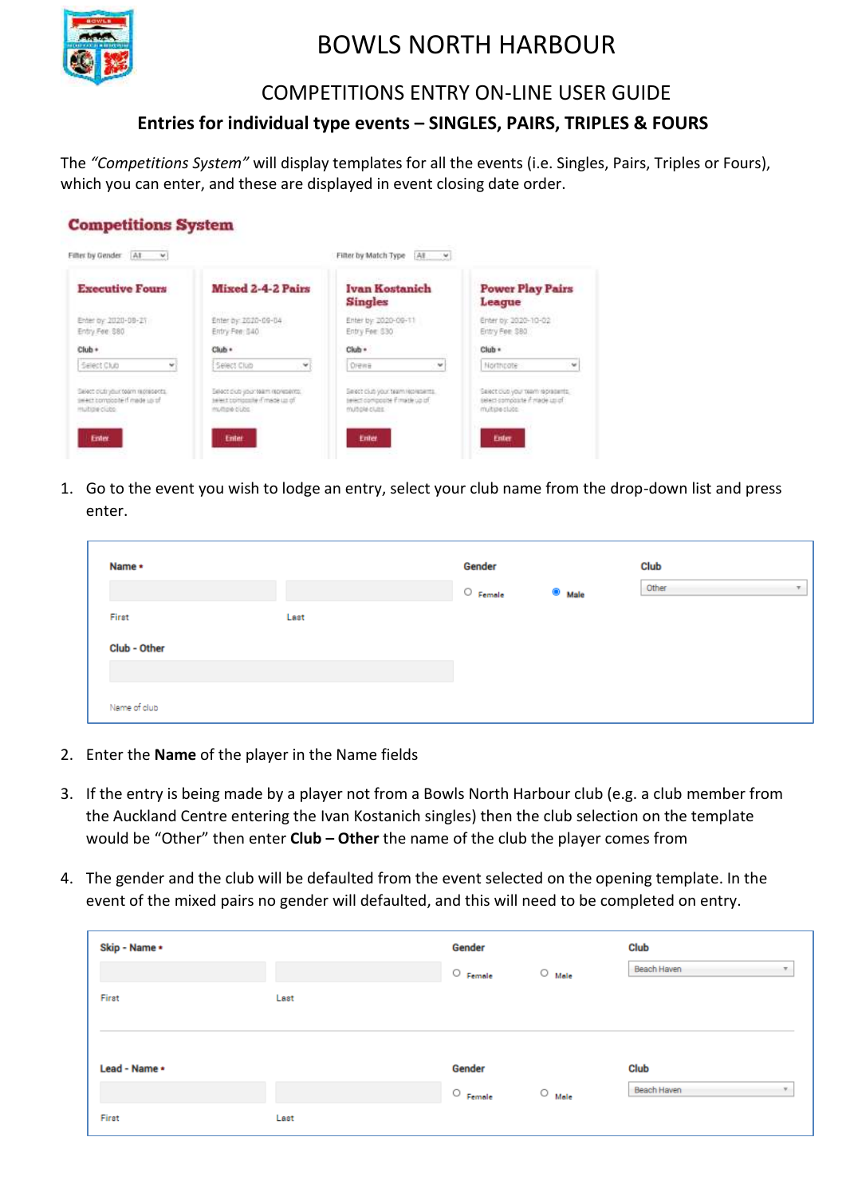# BOWLS NORTH HARBOUR

## COMPETITIONS ENTRY ON-LINE USER GUIDE

### Entries for individual type events – SINGLES, PAIRS, TRIPLES & FOURS

The *"Competitions System"* will display templates for all the events (i.e. Singles, Pairs, Triples or Fours), which you can enter, and these are displayed in event closing date order.

**Competitions System**

Filter by Gender: All    Filter by Match Type: All

| Executive Fours | Mixed 2-4-2 Pairs | Ivan Kostanich Singles | Power Play Pairs League |
|---|---|---|---|
| Enter by: 2020-08-21 | Enter by: 2020-09-04 | Enter by: 2020-09-11 | Enter by: 2020-10-02 |
| Entry Fee: $80 | Entry Fee: $40 | Entry Fee: $30 | Entry Fee: $80 |
| Club •: Select Club | Club •: Select Club | Club •: Orewa | Club •: Northcote |
| Select club your team represents, select composite if made up of multiple clubs | Select club your team represents, select composite if made up of multiple clubs | Select club your team represents, select composite if made up of multiple clubs | Select club your team represents, select composite if made up of multiple clubs |
| Enter | Enter | Enter | Enter |

1. Go to the event you wish to lodge an entry, select your club name from the drop-down list and press enter.

| Name • | | Gender | | Club |
|---|---|---|---|---|
| First | Last | Female | Male (selected) | Other |

Club - Other

Name of club

2. Enter the **Name** of the player in the Name fields

3. If the entry is being made by a player not from a Bowls North Harbour club (e.g. a club member from the Auckland Centre entering the Ivan Kostanich singles) then the club selection on the template would be "Other" then enter **Club – Other** the name of the club the player comes from

4. The gender and the club will be defaulted from the event selected on the opening template. In the event of the mixed pairs no gender will defaulted, and this will need to be completed on entry.

| | | Gender | | Club |
|---|---|---|---|---|
| Skip - Name • | | | | |
| First | Last | Female | Male | Beach Haven |
| Lead - Name • | | | | |
| First | Last | Female | Male | Beach Haven |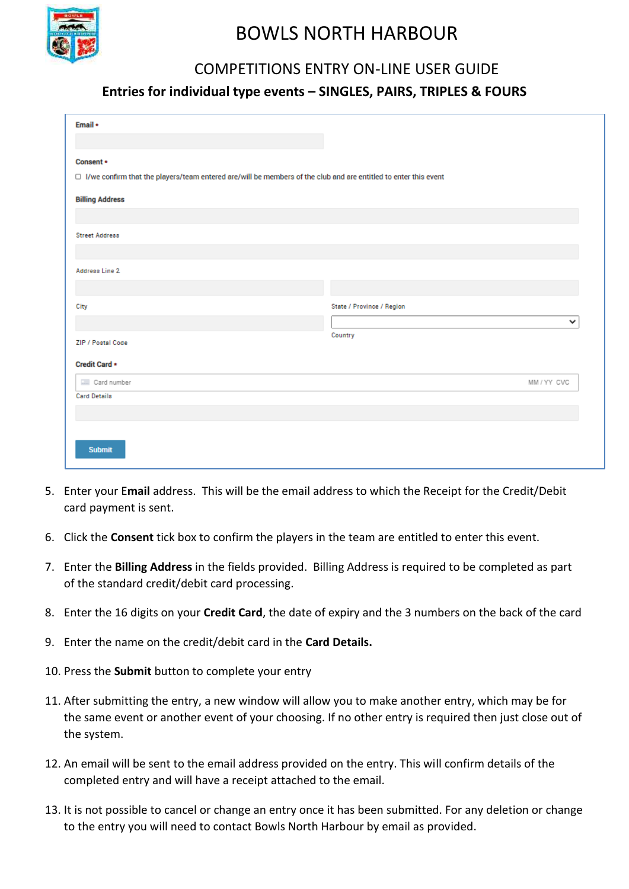# BOWLS NORTH HARBOUR

## COMPETITIONS ENTRY ON-LINE USER GUIDE

### Entries for individual type events – SINGLES, PAIRS, TRIPLES & FOURS

**Email** *

**Consent** *

☐ I/we confirm that the players/team entered are/will be members of the club and are entitled to enter this event

**Billing Address**

Street Address

Address Line 2

City

State / Province / Region

ZIP / Postal Code

Country

**Credit Card** *

Card number MM / YY CVC

Card Details

Submit

5. Enter your Email address. This will be the email address to which the Receipt for the Credit/Debit card payment is sent.

6. Click the **Consent** tick box to confirm the players in the team are entitled to enter this event.

7. Enter the **Billing Address** in the fields provided. Billing Address is required to be completed as part of the standard credit/debit card processing.

8. Enter the 16 digits on your **Credit Card**, the date of expiry and the 3 numbers on the back of the card

9. Enter the name on the credit/debit card in the **Card Details.**

10. Press the **Submit** button to complete your entry

11. After submitting the entry, a new window will allow you to make another entry, which may be for the same event or another event of your choosing. If no other entry is required then just close out of the system.

12. An email will be sent to the email address provided on the entry. This will confirm details of the completed entry and will have a receipt attached to the email.

13. It is not possible to cancel or change an entry once it has been submitted. For any deletion or change to the entry you will need to contact Bowls North Harbour by email as provided.